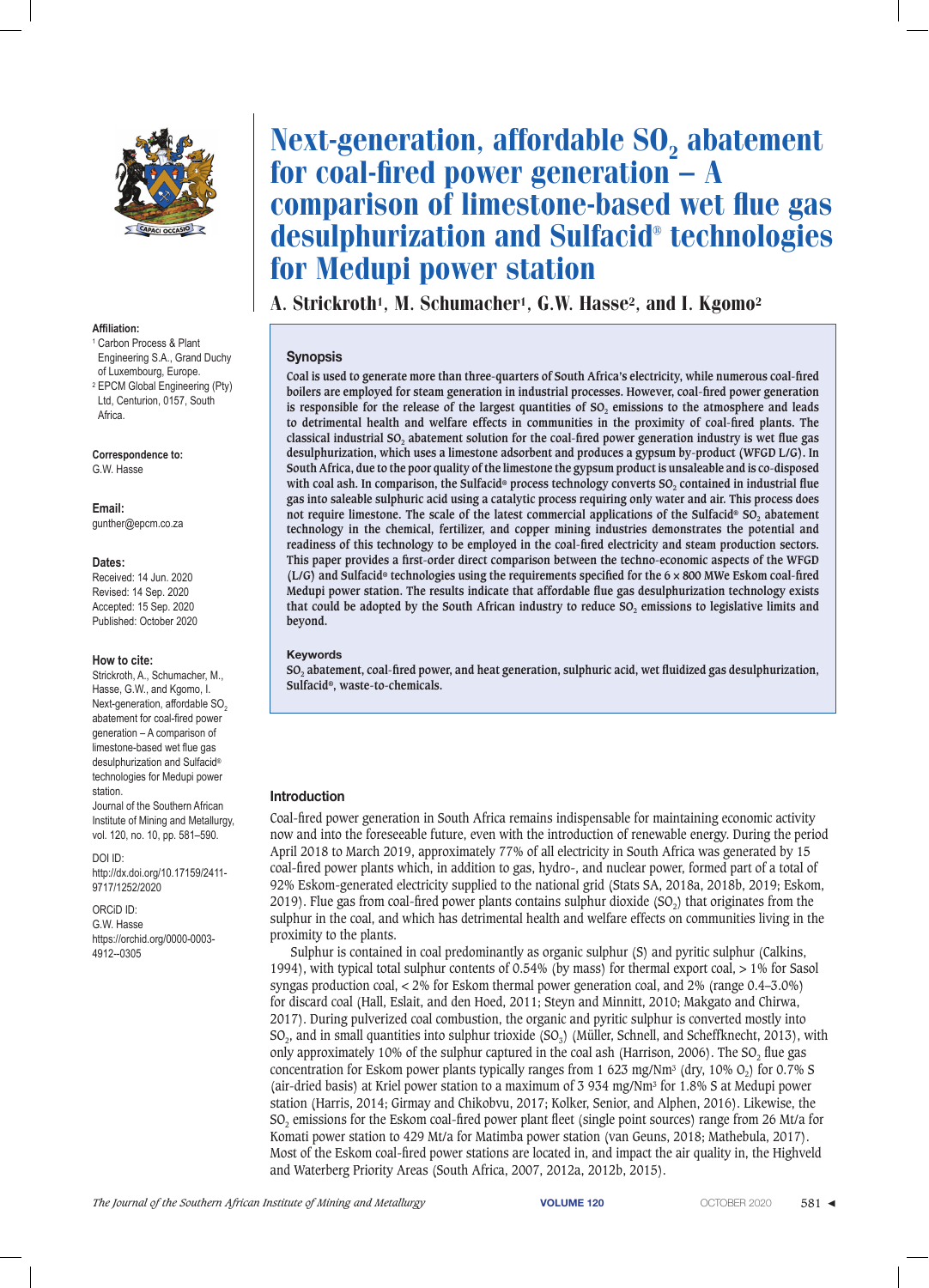# Next-generation, affordable $SO_2$ abatement for coal-fired power generation – A comparison of limestone-based wet flue gas desulphurization and Sulfacid® technologies for Medupi power station

**A. Strickroth[1], M. Schumacher[1], G.W. Hasse[2], and I. Kgomo[2]**

**Affiliation:**
[1] Carbon Process & Plant Engineering S.A., Grand Duchy of Luxembourg, Europe.
[2] EPCM Global Engineering (Pty) Ltd, Centurion, 0157, South Africa.

**Correspondence to:**
G.W. Hasse

**Email:**
gunther@epcm.co.za

**Dates:**
Received: 14 Jun. 2020
Revised: 14 Sep. 2020
Accepted: 15 Sep. 2020
Published: October 2020

**How to cite:**
Strickroth, A., Schumacher, M., Hasse, G.W., and Kgomo, I. Next-generation, affordable $SO_2$ abatement for coal-fired power generation – A comparison of limestone-based wet flue gas desulphurization and Sulfacid® technologies for Medupi power station.
Journal of the Southern African Institute of Mining and Metallurgy, vol. 120, no. 10, pp. 581–590.

DOI ID:
http://dx.doi.org/10.17159/2411-9717/1252/2020

ORCiD ID:
G.W. Hasse
https://orchid.org/0000-0003-4912–0305

## Synopsis

Coal is used to generate more than three-quarters of South Africa's electricity, while numerous coal-fired boilers are employed for steam generation in industrial processes. However, coal-fired power generation is responsible for the release of the largest quantities of $SO_2$ emissions to the atmosphere and leads to detrimental health and welfare effects in communities in the proximity of coal-fired plants. The classical industrial $SO_2$ abatement solution for the coal-fired power generation industry is wet flue gas desulphurization, which uses a limestone adsorbent and produces a gypsum by-product (WFGD L/G). In South Africa, due to the poor quality of the limestone the gypsum product is unsaleable and is co-disposed with coal ash. In comparison, the Sulfacid® process technology converts $SO_2$ contained in industrial flue gas into saleable sulphuric acid using a catalytic process requiring only water and air. This process does not require limestone. The scale of the latest commercial applications of the Sulfacid® $SO_2$ abatement technology in the chemical, fertilizer, and copper mining industries demonstrates the potential and readiness of this technology to be employed in the coal-fired electricity and steam production sectors. This paper provides a first-order direct comparison between the techno-economic aspects of the WFGD (L/G) and Sulfacid® technologies using the requirements specified for the 6 × 800 MWe Eskom coal-fired Medupi power station. The results indicate that affordable flue gas desulphurization technology exists that could be adopted by the South African industry to reduce $SO_2$ emissions to legislative limits and beyond.

### Keywords

$SO_2$ abatement, coal-fired power, and heat generation, sulphuric acid, wet fluidized gas desulphurization, Sulfacid®, waste-to-chemicals.

## Introduction

Coal-fired power generation in South Africa remains indispensable for maintaining economic activity now and into the foreseeable future, even with the introduction of renewable energy. During the period April 2018 to March 2019, approximately 77% of all electricity in South Africa was generated by 15 coal-fired power plants which, in addition to gas, hydro-, and nuclear power, formed part of a total of 92% Eskom-generated electricity supplied to the national grid (Stats SA, 2018a, 2018b, 2019; Eskom, 2019). Flue gas from coal-fired power plants contains sulphur dioxide ($SO_2$) that originates from the sulphur in the coal, and which has detrimental health and welfare effects on communities living in the proximity to the plants.

Sulphur is contained in coal predominantly as organic sulphur (S) and pyritic sulphur (Calkins, 1994), with typical total sulphur contents of 0.54% (by mass) for thermal export coal, > 1% for Sasol syngas production coal, < 2% for Eskom thermal power generation coal, and 2% (range 0.4–3.0%) for discard coal (Hall, Eslait, and den Hoed, 2011; Steyn and Minnitt, 2010; Makgato and Chirwa, 2017). During pulverized coal combustion, the organic and pyritic sulphur is converted mostly into $SO_2$, and in small quantities into sulphur trioxide ($SO_3$) (Müller, Schnell, and Scheffknecht, 2013), with only approximately 10% of the sulphur captured in the coal ash (Harrison, 2006). The $SO_2$ flue gas concentration for Eskom power plants typically ranges from 1 623 mg/Nm³ (dry, 10% $O_2$) for 0.7% S (air-dried basis) at Kriel power station to a maximum of 3 934 mg/Nm³ for 1.8% S at Medupi power station (Harris, 2014; Girmay and Chikobvu, 2017; Kolker, Senior, and Alphen, 2016). Likewise, the $SO_2$ emissions for the Eskom coal-fired power plant fleet (single point sources) range from 26 Mt/a for Komati power station to 429 Mt/a for Matimba power station (van Geuns, 2018; Mathebula, 2017). Most of the Eskom coal-fired power stations are located in, and impact the air quality in, the Highveld and Waterberg Priority Areas (South Africa, 2007, 2012a, 2012b, 2015).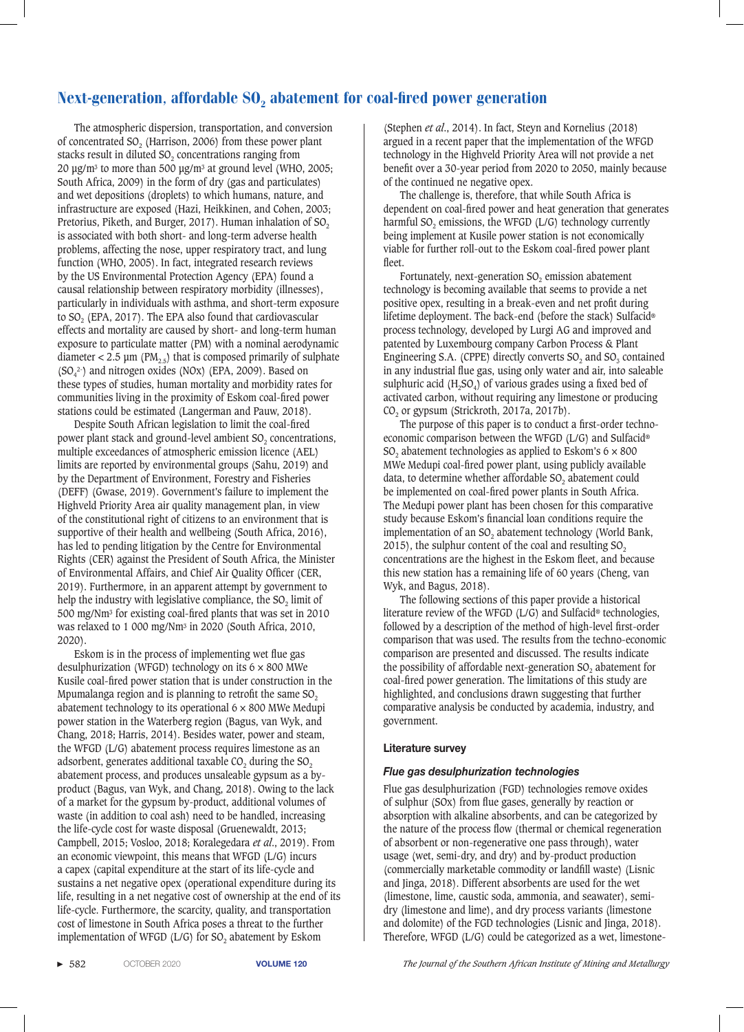## Next-generation, affordable $SO_2$ abatement for coal-fired power generation

The atmospheric dispersion, transportation, and conversion of concentrated $SO_2$ (Harrison, 2006) from these power plant stacks result in diluted $SO_2$ concentrations ranging from 20 µg/m³ to more than 500 µg/m³ at ground level (WHO, 2005; South Africa, 2009) in the form of dry (gas and particulates) and wet depositions (droplets) to which humans, nature, and infrastructure are exposed (Hazi, Heikkinen, and Cohen, 2003; Pretorius, Piketh, and Burger, 2017). Human inhalation of $SO_2$ is associated with both short- and long-term adverse health problems, affecting the nose, upper respiratory tract, and lung function (WHO, 2005). In fact, integrated research reviews by the US Environmental Protection Agency (EPA) found a causal relationship between respiratory morbidity (illnesses), particularly in individuals with asthma, and short-term exposure to $SO_2$ (EPA, 2017). The EPA also found that cardiovascular effects and mortality are caused by short- and long-term human exposure to particulate matter (PM) with a nominal aerodynamic diameter < 2.5 µm ($PM_{2.5}$) that is composed primarily of sulphate ($SO_4^{2-}$) and nitrogen oxides (NOx) (EPA, 2009). Based on these types of studies, human mortality and morbidity rates for communities living in the proximity of Eskom coal-fired power stations could be estimated (Langerman and Pauw, 2018).

Despite South African legislation to limit the coal-fired power plant stack and ground-level ambient $SO_2$ concentrations, multiple exceedances of atmospheric emission licence (AEL) limits are reported by environmental groups (Sahu, 2019) and by the Department of Environment, Forestry and Fisheries (DEFF) (Gwase, 2019). Government's failure to implement the Highveld Priority Area air quality management plan, in view of the constitutional right of citizens to an environment that is supportive of their health and wellbeing (South Africa, 2016), has led to pending litigation by the Centre for Environmental Rights (CER) against the President of South Africa, the Minister of Environmental Affairs, and Chief Air Quality Officer (CER, 2019). Furthermore, in an apparent attempt by government to help the industry with legislative compliance, the $SO_2$ limit of 500 mg/Nm³ for existing coal-fired plants that was set in 2010 was relaxed to 1 000 mg/Nm³ in 2020 (South Africa, 2010, 2020).

Eskom is in the process of implementing wet flue gas desulphurization (WFGD) technology on its 6 × 800 MWe Kusile coal-fired power station that is under construction in the Mpumalanga region and is planning to retrofit the same $SO_2$ abatement technology to its operational 6 × 800 MWe Medupi power station in the Waterberg region (Bagus, van Wyk, and Chang, 2018; Harris, 2014). Besides water, power and steam, the WFGD (L/G) abatement process requires limestone as an adsorbent, generates additional taxable $CO_2$ during the $SO_2$ abatement process, and produces unsaleable gypsum as a by-product (Bagus, van Wyk, and Chang, 2018). Owing to the lack of a market for the gypsum by-product, additional volumes of waste (in addition to coal ash) need to be handled, increasing the life-cycle cost for waste disposal (Gruenewaldt, 2013; Campbell, 2015; Vosloo, 2018; Koralegedara *et al.*, 2019). From an economic viewpoint, this means that WFGD (L/G) incurs a capex (capital expenditure at the start of its life-cycle and sustains a net negative opex (operational expenditure during its life, resulting in a net negative cost of ownership at the end of its life-cycle. Furthermore, the scarcity, quality, and transportation cost of limestone in South Africa poses a threat to the further implementation of WFGD (L/G) for $SO_2$ abatement by Eskom (Stephen *et al.*, 2014). In fact, Steyn and Kornelius (2018) argued in a recent paper that the implementation of the WFGD technology in the Highveld Priority Area will not provide a net benefit over a 30-year period from 2020 to 2050, mainly because of the continued ne negative opex.

The challenge is, therefore, that while South Africa is dependent on coal-fired power and heat generation that generates harmful $SO_2$ emissions, the WFGD (L/G) technology currently being implement at Kusile power station is not economically viable for further roll-out to the Eskom coal-fired power plant fleet.

Fortunately, next-generation $SO_2$ emission abatement technology is becoming available that seems to provide a net positive opex, resulting in a break-even and net profit during lifetime deployment. The back-end (before the stack) Sulfacid® process technology, developed by Lurgi AG and improved and patented by Luxembourg company Carbon Process & Plant Engineering S.A. (CPPE) directly converts $SO_2$ and $SO_3$ contained in any industrial flue gas, using only water and air, into saleable sulphuric acid ($H_2SO_4$) of various grades using a fixed bed of activated carbon, without requiring any limestone or producing $CO_2$ or gypsum (Strickroth, 2017a, 2017b).

The purpose of this paper is to conduct a first-order techno-economic comparison between the WFGD (L/G) and Sulfacid® $SO_2$ abatement technologies as applied to Eskom's 6 × 800 MWe Medupi coal-fired power plant, using publicly available data, to determine whether affordable $SO_2$ abatement could be implemented on coal-fired power plants in South Africa. The Medupi power plant has been chosen for this comparative study because Eskom's financial loan conditions require the implementation of an $SO_2$ abatement technology (World Bank, 2015), the sulphur content of the coal and resulting $SO_2$ concentrations are the highest in the Eskom fleet, and because this new station has a remaining life of 60 years (Cheng, van Wyk, and Bagus, 2018).

The following sections of this paper provide a historical literature review of the WFGD (L/G) and Sulfacid® technologies, followed by a description of the method of high-level first-order comparison that was used. The results from the techno-economic comparison are presented and discussed. The results indicate the possibility of affordable next-generation $SO_2$ abatement for coal-fired power generation. The limitations of this study are highlighted, and conclusions drawn suggesting that further comparative analysis be conducted by academia, industry, and government.

### Literature survey

#### *Flue gas desulphurization technologies*

Flue gas desulphurization (FGD) technologies remove oxides of sulphur (SOx) from flue gases, generally by reaction or absorption with alkaline absorbents, and can be categorized by the nature of the process flow (thermal or chemical regeneration of absorbent or non-regenerative one pass through), water usage (wet, semi-dry, and dry) and by-product production (commercially marketable commodity or landfill waste) (Lisnic and Jinga, 2018). Different absorbents are used for the wet (limestone, lime, caustic soda, ammonia, and seawater), semi-dry (limestone and lime), and dry process variants (limestone and dolomite) of the FGD technologies (Lisnic and Jinga, 2018). Therefore, WFGD (L/G) could be categorized as a wet, limestone-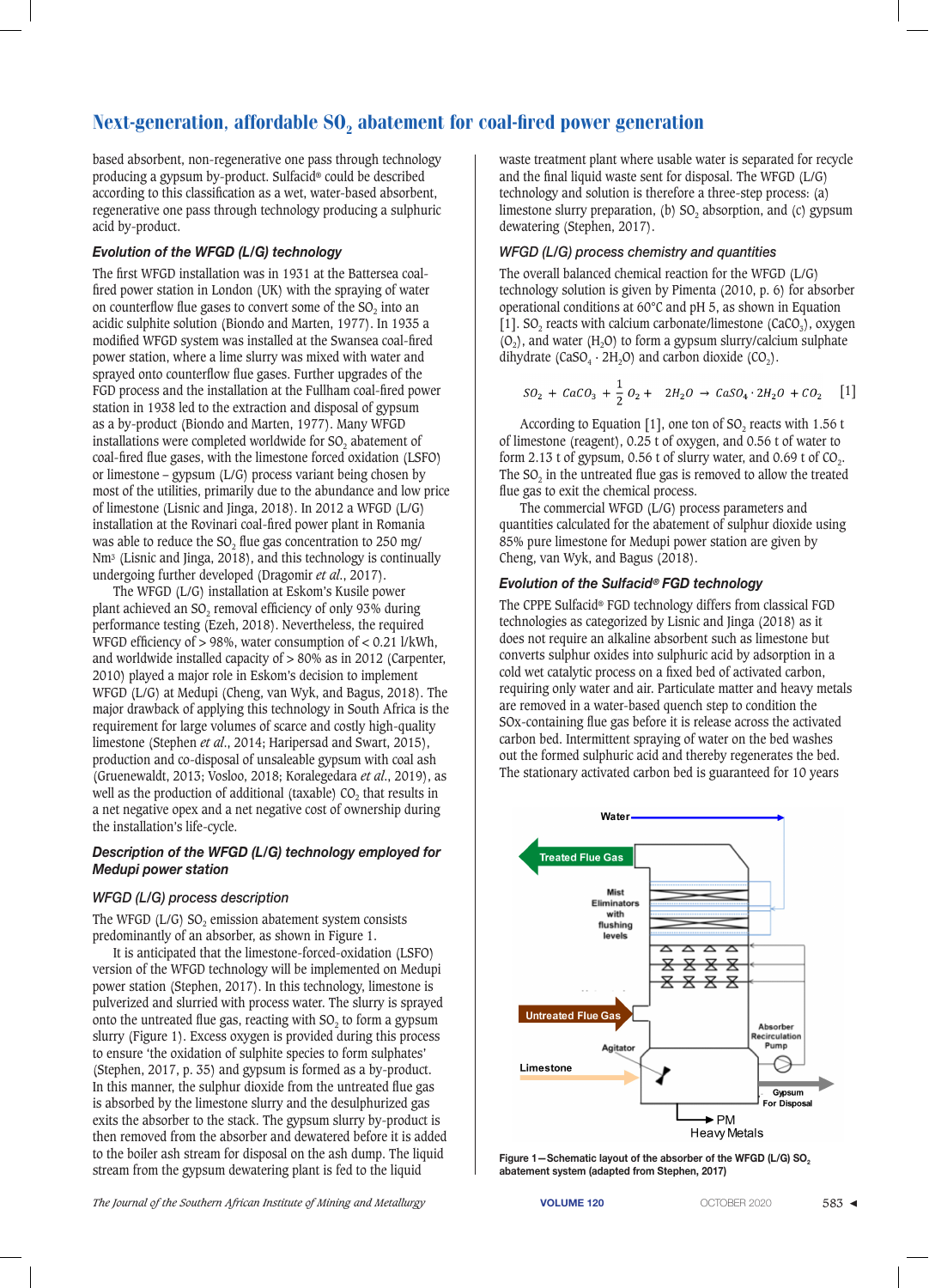# Next-generation, affordable $SO_2$ abatement for coal-fired power generation

based absorbent, non-regenerative one pass through technology producing a gypsum by-product. Sulfacid® could be described according to this classification as a wet, water-based absorbent, regenerative one pass through technology producing a sulphuric acid by-product.

### *Evolution of the WFGD (L/G) technology*

The first WFGD installation was in 1931 at the Battersea coal-fired power station in London (UK) with the spraying of water on counterflow flue gases to convert some of the $SO_2$ into an acidic sulphite solution (Biondo and Marten, 1977). In 1935 a modified WFGD system was installed at the Swansea coal-fired power station, where a lime slurry was mixed with water and sprayed onto counterflow flue gases. Further upgrades of the FGD process and the installation at the Fullham coal-fired power station in 1938 led to the extraction and disposal of gypsum as a by-product (Biondo and Marten, 1977). Many WFGD installations were completed worldwide for $SO_2$ abatement of coal-fired flue gases, with the limestone forced oxidation (LSFO) or limestone – gypsum (L/G) process variant being chosen by most of the utilities, primarily due to the abundance and low price of limestone (Lisnic and Jinga, 2018). In 2012 a WFGD (L/G) installation at the Rovinari coal-fired power plant in Romania was able to reduce the $SO_2$ flue gas concentration to 250 mg/Nm³ (Lisnic and Jinga, 2018), and this technology is continually undergoing further developed (Dragomir *et al*., 2017).

The WFGD (L/G) installation at Eskom's Kusile power plant achieved an $SO_2$ removal efficiency of only 93% during performance testing (Ezeh, 2018). Nevertheless, the required WFGD efficiency of > 98%, water consumption of < 0.21 l/kWh, and worldwide installed capacity of > 80% as in 2012 (Carpenter, 2010) played a major role in Eskom's decision to implement WFGD (L/G) at Medupi (Cheng, van Wyk, and Bagus, 2018). The major drawback of applying this technology in South Africa is the requirement for large volumes of scarce and costly high-quality limestone (Stephen *et al*., 2014; Haripersad and Swart, 2015), production and co-disposal of unsaleable gypsum with coal ash (Gruenewaldt, 2013; Vosloo, 2018; Koralegedara *et al*., 2019), as well as the production of additional (taxable) $CO_2$ that results in a net negative opex and a net negative cost of ownership during the installation's life-cycle.

### *Description of the WFGD (L/G) technology employed for Medupi power station*

#### *WFGD (L/G) process description*

The WFGD (L/G) $SO_2$ emission abatement system consists predominantly of an absorber, as shown in Figure 1.

It is anticipated that the limestone-forced-oxidation (LSFO) version of the WFGD technology will be implemented on Medupi power station (Stephen, 2017). In this technology, limestone is pulverized and slurried with process water. The slurry is sprayed onto the untreated flue gas, reacting with $SO_2$ to form a gypsum slurry (Figure 1). Excess oxygen is provided during this process to ensure 'the oxidation of sulphite species to form sulphates' (Stephen, 2017, p. 35) and gypsum is formed as a by-product. In this manner, the sulphur dioxide from the untreated flue gas is absorbed by the limestone slurry and the desulphurized gas exits the absorber to the stack. The gypsum slurry by-product is then removed from the absorber and dewatered before it is added to the boiler ash stream for disposal on the ash dump. The liquid stream from the gypsum dewatering plant is fed to the liquid waste treatment plant where usable water is separated for recycle and the final liquid waste sent for disposal. The WFGD (L/G) technology and solution is therefore a three-step process: (a) limestone slurry preparation, (b) $SO_2$ absorption, and (c) gypsum dewatering (Stephen, 2017).

#### *WFGD (L/G) process chemistry and quantities*

The overall balanced chemical reaction for the WFGD (L/G) technology solution is given by Pimenta (2010, p. 6) for absorber operational conditions at 60°C and pH 5, as shown in Equation [1]. $SO_2$ reacts with calcium carbonate/limestone ($CaCO_3$), oxygen ($O_2$), and water ($H_2O$) to form a gypsum slurry/calcium sulphate dihydrate ($CaSO_4 \cdot 2H_2O$) and carbon dioxide ($CO_2$).

$$SO_2 + CaCO_3 + \frac{1}{2}O_2 + 2H_2O \rightarrow CaSO_4 \cdot 2H_2O + CO_2 \quad [1]$$

According to Equation [1], one ton of $SO_2$ reacts with 1.56 t of limestone (reagent), 0.25 t of oxygen, and 0.56 t of water to form 2.13 t of gypsum, 0.56 t of slurry water, and 0.69 t of $CO_2$. The $SO_2$ in the untreated flue gas is removed to allow the treated flue gas to exit the chemical process.

The commercial WFGD (L/G) process parameters and quantities calculated for the abatement of sulphur dioxide using 85% pure limestone for Medupi power station are given by Cheng, van Wyk, and Bagus (2018).

### *Evolution of the Sulfacid® FGD technology*

The CPPE Sulfacid® FGD technology differs from classical FGD technologies as categorized by Lisnic and Jinga (2018) as it does not require an alkaline absorbent such as limestone but converts sulphur oxides into sulphuric acid by adsorption in a cold wet catalytic process on a fixed bed of activated carbon, requiring only water and air. Particulate matter and heavy metals are removed in a water-based quench step to condition the SOx-containing flue gas before it is release across the activated carbon bed. Intermittent spraying of water on the bed washes out the formed sulphuric acid and thereby regenerates the bed. The stationary activated carbon bed is guaranteed for 10 years

Water
Treated Flue Gas
Mist Eliminators with flushing levels
Untreated Flue Gas
Absorber Recirculation Pump
Agitator
Limestone
Gypsum For Disposal
PM
Heavy Metals

Figure 1—Schematic layout of the absorber of the WFGD (L/G) $SO_2$ abatement system (adapted from Stephen, 2017)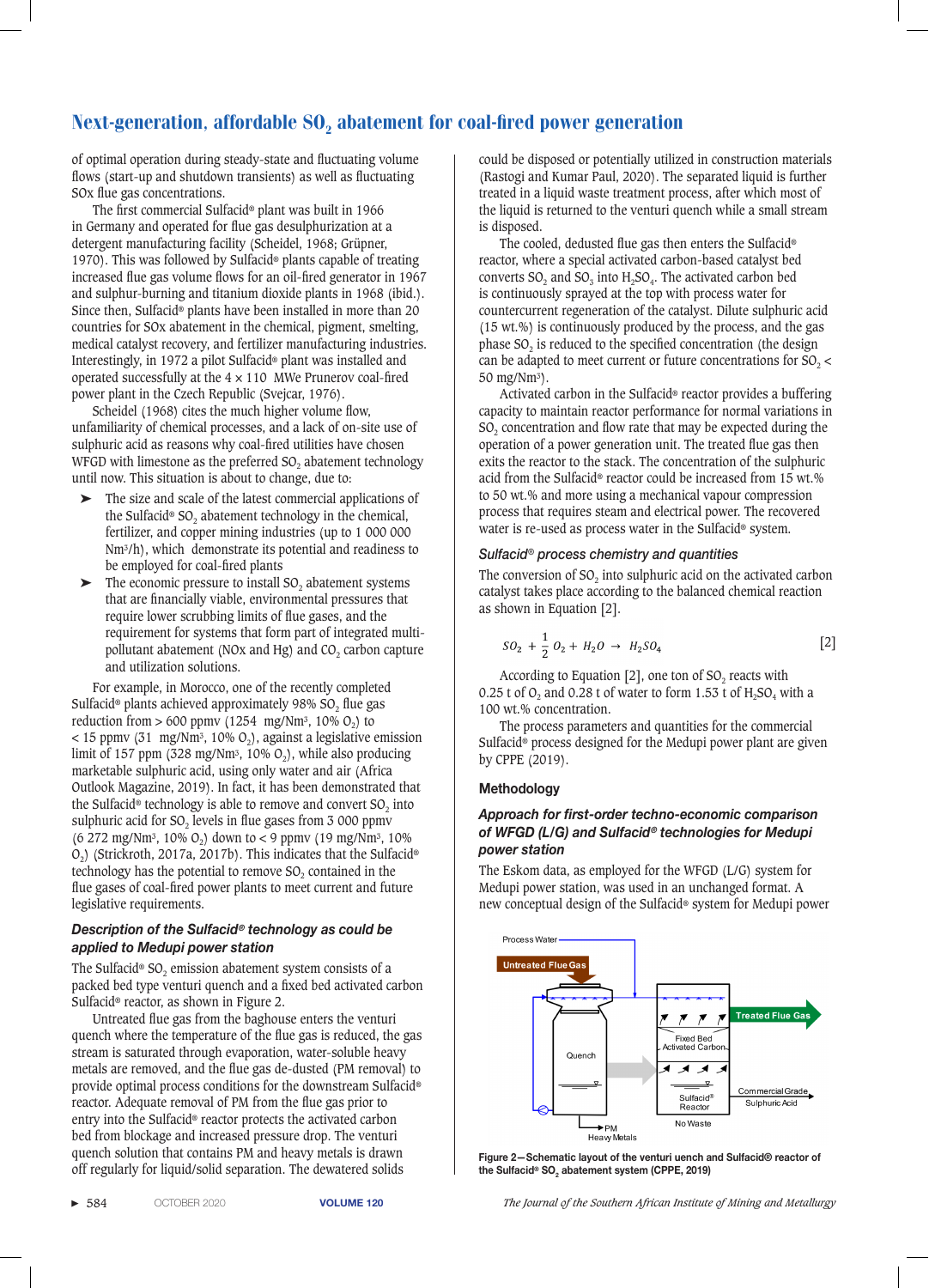of optimal operation during steady-state and fluctuating volume flows (start-up and shutdown transients) as well as fluctuating SOx flue gas concentrations.

The first commercial Sulfacid® plant was built in 1966 in Germany and operated for flue gas desulphurization at a detergent manufacturing facility (Scheidel, 1968; Grüpner, 1970). This was followed by Sulfacid® plants capable of treating increased flue gas volume flows for an oil-fired generator in 1967 and sulphur-burning and titanium dioxide plants in 1968 (ibid.). Since then, Sulfacid® plants have been installed in more than 20 countries for SOx abatement in the chemical, pigment, smelting, medical catalyst recovery, and fertilizer manufacturing industries. Interestingly, in 1972 a pilot Sulfacid® plant was installed and operated successfully at the 4 × 110 MWe Prunerov coal-fired power plant in the Czech Republic (Svejcar, 1976).

Scheidel (1968) cites the much higher volume flow, unfamiliarity of chemical processes, and a lack of on-site use of sulphuric acid as reasons why coal-fired utilities have chosen WFGD with limestone as the preferred $SO_2$ abatement technology until now. This situation is about to change, due to:

- The size and scale of the latest commercial applications of the Sulfacid® $SO_2$ abatement technology in the chemical, fertilizer, and copper mining industries (up to 1 000 000 Nm³/h), which demonstrate its potential and readiness to be employed for coal-fired plants
- The economic pressure to install $SO_2$ abatement systems that are financially viable, environmental pressures that require lower scrubbing limits of flue gases, and the requirement for systems that form part of integrated multi-pollutant abatement (NOx and Hg) and $CO_2$ carbon capture and utilization solutions.

For example, in Morocco, one of the recently completed Sulfacid® plants achieved approximately 98% $SO_2$ flue gas reduction from > 600 ppmv (1254 mg/Nm³, 10% $O_2$) to < 15 ppmv (31 mg/Nm³, 10% $O_2$), against a legislative emission limit of 157 ppm (328 mg/Nm³, 10% $O_2$), while also producing marketable sulphuric acid, using only water and air (Africa Outlook Magazine, 2019). In fact, it has been demonstrated that the Sulfacid® technology is able to remove and convert $SO_2$ into sulphuric acid for $SO_2$ levels in flue gases from 3 000 ppmv (6 272 mg/Nm³, 10% $O_2$) down to < 9 ppmv (19 mg/Nm³, 10% $O_2$) (Strickroth, 2017a, 2017b). This indicates that the Sulfacid® technology has the potential to remove $SO_2$ contained in the flue gases of coal-fired power plants to meet current and future legislative requirements.

### *Description of the Sulfacid® technology as could be applied to Medupi power station*

The Sulfacid® $SO_2$ emission abatement system consists of a packed bed type venturi quench and a fixed bed activated carbon Sulfacid® reactor, as shown in Figure 2.

Untreated flue gas from the baghouse enters the venturi quench where the temperature of the flue gas is reduced, the gas stream is saturated through evaporation, water-soluble heavy metals are removed, and the flue gas de-dusted (PM removal) to provide optimal process conditions for the downstream Sulfacid® reactor. Adequate removal of PM from the flue gas prior to entry into the Sulfacid® reactor protects the activated carbon bed from blockage and increased pressure drop. The venturi quench solution that contains PM and heavy metals is drawn off regularly for liquid/solid separation. The dewatered solids could be disposed or potentially utilized in construction materials (Rastogi and Kumar Paul, 2020). The separated liquid is further treated in a liquid waste treatment process, after which most of the liquid is returned to the venturi quench while a small stream is disposed.

The cooled, dedusted flue gas then enters the Sulfacid® reactor, where a special activated carbon-based catalyst bed converts $SO_2$ and $SO_3$ into $H_2SO_4$. The activated carbon bed is continuously sprayed at the top with process water for countercurrent regeneration of the catalyst. Dilute sulphuric acid (15 wt.%) is continuously produced by the process, and the gas phase $SO_2$ is reduced to the specified concentration (the design can be adapted to meet current or future concentrations for $SO_2$ < 50 mg/Nm³).

Activated carbon in the Sulfacid® reactor provides a buffering capacity to maintain reactor performance for normal variations in $SO_2$ concentration and flow rate that may be expected during the operation of a power generation unit. The treated flue gas then exits the reactor to the stack. The concentration of the sulphuric acid from the Sulfacid® reactor could be increased from 15 wt.% to 50 wt.% and more using a mechanical vapour compression process that requires steam and electrical power. The recovered water is re-used as process water in the Sulfacid® system.

### *Sulfacid® process chemistry and quantities*

The conversion of $SO_2$ into sulphuric acid on the activated carbon catalyst takes place according to the balanced chemical reaction as shown in Equation [2].

$$SO_2 + \frac{1}{2}O_2 + H_2O \rightarrow H_2SO_4 \qquad [2]$$

According to Equation [2], one ton of $SO_2$ reacts with 0.25 t of $O_2$ and 0.28 t of water to form 1.53 t of $H_2SO_4$ with a 100 wt.% concentration.

The process parameters and quantities for the commercial Sulfacid® process designed for the Medupi power plant are given by CPPE (2019).

## Methodology

### *Approach for first-order techno-economic comparison of WFGD (L/G) and Sulfacid® technologies for Medupi power station*

The Eskom data, as employed for the WFGD (L/G) system for Medupi power station, was used in an unchanged format. A new conceptual design of the Sulfacid® system for Medupi power

Process Water
Untreated Flue Gas
Quench
Treated Flue Gas
Fixed Bed Activated Carbon
Sulfacid® Reactor
Commercial Grade Sulphuric Acid
PM
Heavy Metals
No Waste

**Figure 2—Schematic layout of the venturi uench and Sulfacid® reactor of the Sulfacid® $SO_2$ abatement system (CPPE, 2019)**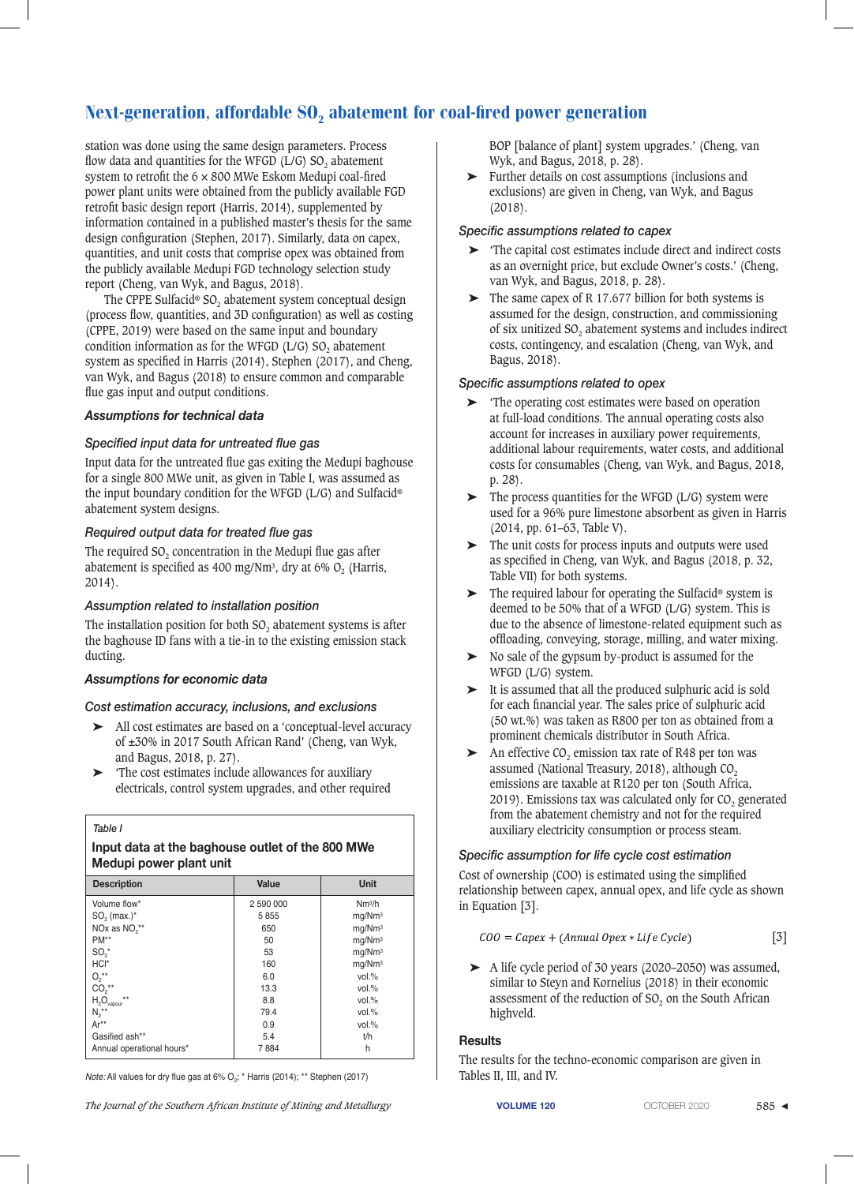station was done using the same design parameters. Process flow data and quantities for the WFGD (L/G) $SO_2$ abatement system to retrofit the 6 × 800 MWe Eskom Medupi coal-fired power plant units were obtained from the publicly available FGD retrofit basic design report (Harris, 2014), supplemented by information contained in a published master's thesis for the same design configuration (Stephen, 2017). Similarly, data on capex, quantities, and unit costs that comprise opex was obtained from the publicly available Medupi FGD technology selection study report (Cheng, van Wyk, and Bagus, 2018).

The CPPE Sulfacid® $SO_2$ abatement system conceptual design (process flow, quantities, and 3D configuration) as well as costing (CPPE, 2019) were based on the same input and boundary condition information as for the WFGD (L/G) $SO_2$ abatement system as specified in Harris (2014), Stephen (2017), and Cheng, van Wyk, and Bagus (2018) to ensure common and comparable flue gas input and output conditions.

### Assumptions for technical data

#### Specified input data for untreated flue gas

Input data for the untreated flue gas exiting the Medupi baghouse for a single 800 MWe unit, as given in Table I, was assumed as the input boundary condition for the WFGD (L/G) and Sulfacid® abatement system designs.

#### Required output data for treated flue gas

The required $SO_2$ concentration in the Medupi flue gas after abatement is specified as 400 mg/Nm³, dry at 6% $O_2$ (Harris, 2014).

#### Assumption related to installation position

The installation position for both $SO_2$ abatement systems is after the baghouse ID fans with a tie-in to the existing emission stack ducting.

### Assumptions for economic data

#### Cost estimation accuracy, inclusions, and exclusions

- All cost estimates are based on a 'conceptual-level accuracy of ±30% in 2017 South African Rand' (Cheng, van Wyk, and Bagus, 2018, p. 27).
- 'The cost estimates include allowances for auxiliary electricals, control system upgrades, and other required BOP [balance of plant] system upgrades.' (Cheng, van Wyk, and Bagus, 2018, p. 28).
- Further details on cost assumptions (inclusions and exclusions) are given in Cheng, van Wyk, and Bagus (2018).

Table I

**Input data at the baghouse outlet of the 800 MWe Medupi power plant unit**

| Description | Value | Unit |
|---|---|---|
| Volume flow* | 2 590 000 | Nm³/h |
| $SO_2$ (max.)* | 5 855 | mg/Nm³ |
| NOx as $NO_2$** | 650 | mg/Nm³ |
| PM** | 50 | mg/Nm³ |
| $SO_3$* | 53 | mg/Nm³ |
| HCl* | 160 | mg/Nm³ |
| $O_2$** | 6.0 | vol.% |
| $CO_2$** | 13.3 | vol.% |
| $H_2O_{vapour}$** | 8.8 | vol.% |
| $N_2$** | 79.4 | vol.% |
| Ar** | 0.9 | vol.% |
| Gasified ash** | 5.4 | t/h |
| Annual operational hours* | 7 884 | h |

*Note:* All values for dry flue gas at 6% $O_2$; * Harris (2014); ** Stephen (2017)

#### Specific assumptions related to capex

- 'The capital cost estimates include direct and indirect costs as an overnight price, but exclude Owner's costs.' (Cheng, van Wyk, and Bagus, 2018, p. 28).
- The same capex of R 17.677 billion for both systems is assumed for the design, construction, and commissioning of six unitized $SO_2$ abatement systems and includes indirect costs, contingency, and escalation (Cheng, van Wyk, and Bagus, 2018).

#### Specific assumptions related to opex

- 'The operating cost estimates were based on operation at full-load conditions. The annual operating costs also account for increases in auxiliary power requirements, additional labour requirements, water costs, and additional costs for consumables (Cheng, van Wyk, and Bagus, 2018, p. 28).
- The process quantities for the WFGD (L/G) system were used for a 96% pure limestone absorbent as given in Harris (2014, pp. 61–63, Table V).
- The unit costs for process inputs and outputs were used as specified in Cheng, van Wyk, and Bagus (2018, p. 32, Table VII) for both systems.
- The required labour for operating the Sulfacid® system is deemed to be 50% that of a WFGD (L/G) system. This is due to the absence of limestone-related equipment such as offloading, conveying, storage, milling, and water mixing.
- No sale of the gypsum by-product is assumed for the WFGD (L/G) system.
- It is assumed that all the produced sulphuric acid is sold for each financial year. The sales price of sulphuric acid (50 wt.%) was taken as R800 per ton as obtained from a prominent chemicals distributor in South Africa.
- An effective $CO_2$ emission tax rate of R48 per ton was assumed (National Treasury, 2018), although $CO_2$ emissions are taxable at R120 per ton (South Africa, 2019). Emissions tax was calculated only for $CO_2$ generated from the abatement chemistry and not for the required auxiliary electricity consumption or process steam.

#### Specific assumption for life cycle cost estimation

Cost of ownership (COO) is estimated using the simplified relationship between capex, annual opex, and life cycle as shown in Equation [3].

$$COO = Capex + (Annual\ Opex * Life\ Cycle) \quad [3]$$

- A life cycle period of 30 years (2020–2050) was assumed, similar to Steyn and Kornelius (2018) in their economic assessment of the reduction of $SO_2$ on the South African highveld.

## Results

The results for the techno-economic comparison are given in Tables II, III, and IV.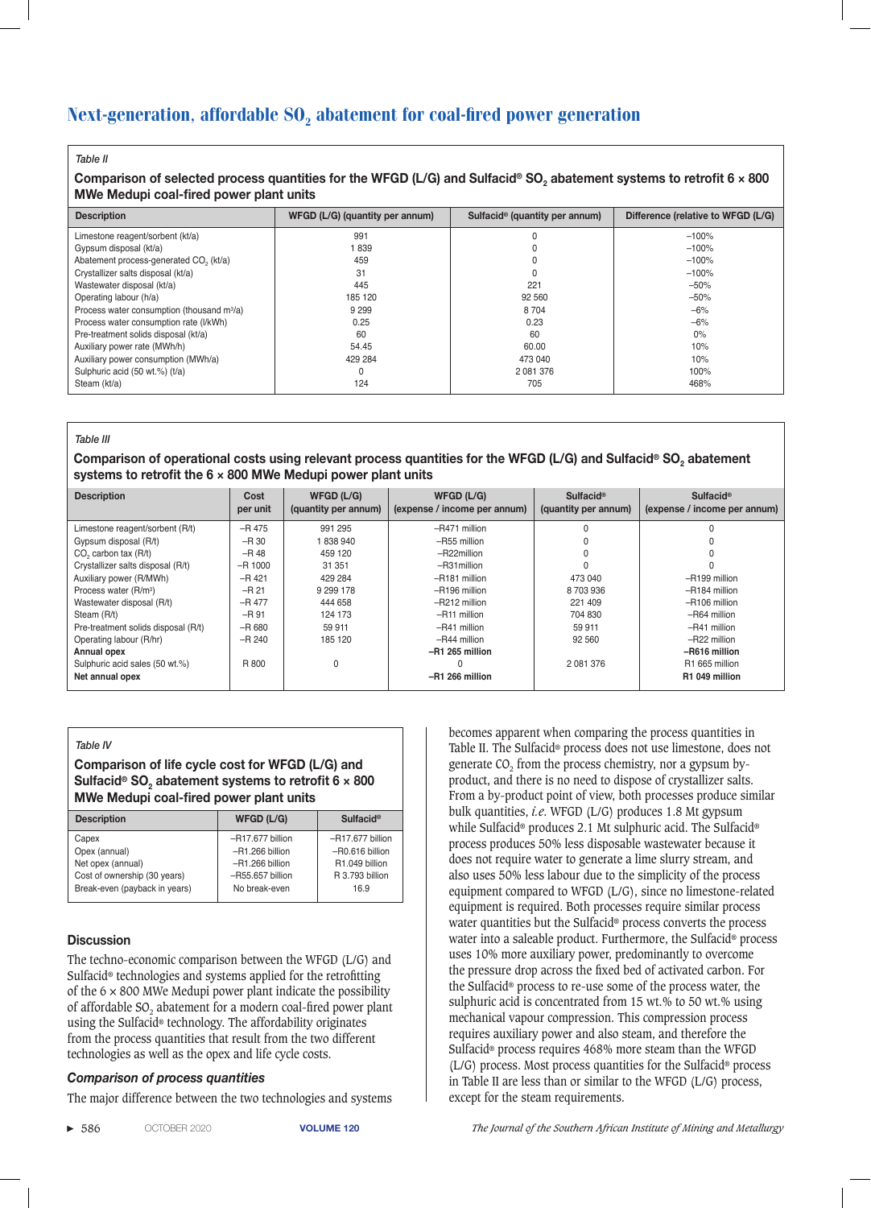## Next-generation, affordable $SO_2$ abatement for coal-fired power generation

Table II

**Comparison of selected process quantities for the WFGD (L/G) and Sulfacid® $SO_2$ abatement systems to retrofit 6 × 800 MWe Medupi coal-fired power plant units**

| Description | WFGD (L/G) (quantity per annum) | Sulfacid® (quantity per annum) | Difference (relative to WFGD (L/G)) |
|---|---|---|---|
| Limestone reagent/sorbent (kt/a) | 991 | 0 | –100% |
| Gypsum disposal (kt/a) | 1 839 | 0 | –100% |
| Abatement process-generated $CO_2$ (kt/a) | 459 | 0 | –100% |
| Crystallizer salts disposal (kt/a) | 31 | 0 | –100% |
| Wastewater disposal (kt/a) | 445 | 221 | –50% |
| Operating labour (h/a) | 185 120 | 92 560 | –50% |
| Process water consumption (thousand m³/a) | 9 299 | 8 704 | –6% |
| Process water consumption rate (l/kWh) | 0.25 | 0.23 | –6% |
| Pre-treatment solids disposal (kt/a) | 60 | 60 | 0% |
| Auxiliary power rate (MWh/h) | 54.45 | 60.00 | 10% |
| Auxiliary power consumption (MWh/a) | 429 284 | 473 040 | 10% |
| Sulphuric acid (50 wt.%) (t/a) | 0 | 2 081 376 | 100% |
| Steam (kt/a) | 124 | 705 | 468% |

Table III

**Comparison of operational costs using relevant process quantities for the WFGD (L/G) and Sulfacid® $SO_2$ abatement systems to retrofit the 6 × 800 MWe Medupi power plant units**

| Description | Cost per unit | WFGD (L/G) (quantity per annum) | WFGD (L/G) (expense / income per annum) | Sulfacid® (quantity per annum) | Sulfacid® (expense / income per annum) |
|---|---|---|---|---|---|
| Limestone reagent/sorbent (R/t) | –R 475 | 991 295 | –R471 million | 0 | 0 |
| Gypsum disposal (R/t) | –R 30 | 1 838 940 | –R55 million | 0 | 0 |
| $CO_2$ carbon tax (R/t) | –R 48 | 459 120 | –R22million | 0 | 0 |
| Crystallizer salts disposal (R/t) | –R 1000 | 31 351 | –R31million | 0 | 0 |
| Auxiliary power (R/MWh) | –R 421 | 429 284 | –R181 million | 473 040 | –R199 million |
| Process water (R/m³) | –R 21 | 9 299 178 | –R196 million | 8 703 936 | –R184 million |
| Wastewater disposal (R/t) | –R 477 | 444 658 | –R212 million | 221 409 | –R106 million |
| Steam (R/t) | –R 91 | 124 173 | –R11 million | 704 830 | –R64 million |
| Pre-treatment solids disposal (R/t) | –R 680 | 59 911 | –R41 million | 59 911 | –R41 million |
| Operating labour (R/hr) | –R 240 | 185 120 | –R44 million | 92 560 | –R22 million |
| **Annual opex** | | | **–R1 265 million** | | **–R616 million** |
| Sulphuric acid sales (50 wt.%) | R 800 | 0 | 0 | 2 081 376 | R1 665 million |
| **Net annual opex** | | | **–R1 266 million** | | **R1 049 million** |

Table IV

**Comparison of life cycle cost for WFGD (L/G) and Sulfacid® $SO_2$ abatement systems to retrofit 6 × 800 MWe Medupi coal-fired power plant units**

| Description | WFGD (L/G) | Sulfacid® |
|---|---|---|
| Capex | –R17.677 billion | –R17.677 billion |
| Opex (annual) | –R1.266 billion | –R0.616 billion |
| Net opex (annual) | –R1.266 billion | R1.049 billion |
| Cost of ownership (30 years) | –R55.657 billion | R 3.793 billion |
| Break-even (payback in years) | No break-even | 16.9 |

### Discussion

The techno-economic comparison between the WFGD (L/G) and Sulfacid® technologies and systems applied for the retrofitting of the 6 × 800 MWe Medupi power plant indicate the possibility of affordable $SO_2$ abatement for a modern coal-fired power plant using the Sulfacid® technology. The affordability originates from the process quantities that result from the two different technologies as well as the opex and life cycle costs.

#### *Comparison of process quantities*

The major difference between the two technologies and systems becomes apparent when comparing the process quantities in Table II. The Sulfacid® process does not use limestone, does not generate $CO_2$ from the process chemistry, nor a gypsum by-product, and there is no need to dispose of crystallizer salts. From a by-product point of view, both processes produce similar bulk quantities, *i.e.* WFGD (L/G) produces 1.8 Mt gypsum while Sulfacid® produces 2.1 Mt sulphuric acid. The Sulfacid® process produces 50% less disposable wastewater because it does not require water to generate a lime slurry stream, and also uses 50% less labour due to the simplicity of the process equipment compared to WFGD (L/G), since no limestone-related equipment is required. Both processes require similar process water quantities but the Sulfacid® process converts the process water into a saleable product. Furthermore, the Sulfacid® process uses 10% more auxiliary power, predominantly to overcome the pressure drop across the fixed bed of activated carbon. For the Sulfacid® process to re-use some of the process water, the sulphuric acid is concentrated from 15 wt.% to 50 wt.% using mechanical vapour compression. This compression process requires auxiliary power and also steam, and therefore the Sulfacid® process requires 468% more steam than the WFGD (L/G) process. Most process quantities for the Sulfacid® process in Table II are less than or similar to the WFGD (L/G) process, except for the steam requirements.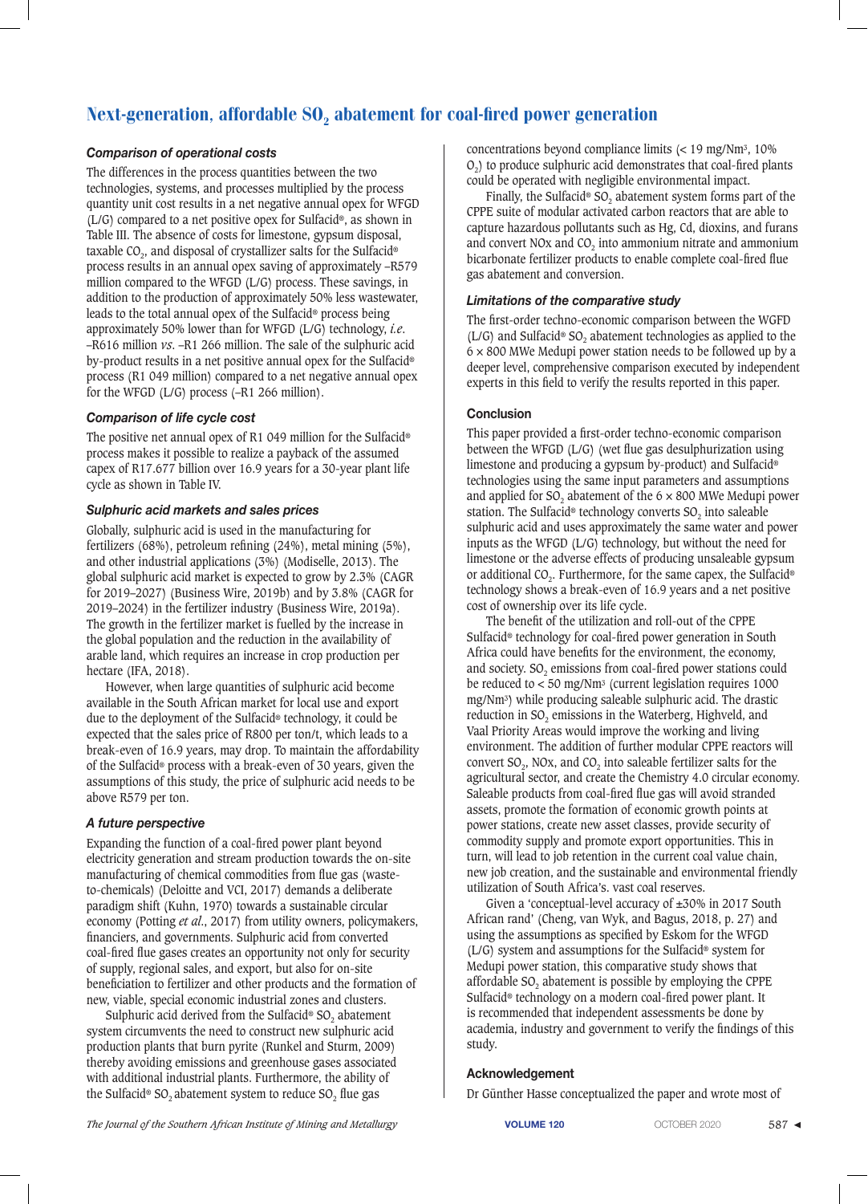## Comparison of operational costs

The differences in the process quantities between the two technologies, systems, and processes multiplied by the process quantity unit cost results in a net negative annual opex for WFGD (L/G) compared to a net positive opex for Sulfacid®, as shown in Table III. The absence of costs for limestone, gypsum disposal, taxable $CO_2$, and disposal of crystallizer salts for the Sulfacid® process results in an annual opex saving of approximately –R579 million compared to the WFGD (L/G) process. These savings, in addition to the production of approximately 50% less wastewater, leads to the total annual opex of the Sulfacid® process being approximately 50% lower than for WFGD (L/G) technology, *i.e.* –R616 million *vs.* –R1 266 million. The sale of the sulphuric acid by-product results in a net positive annual opex for the Sulfacid® process (R1 049 million) compared to a net negative annual opex for the WFGD (L/G) process (–R1 266 million).

## Comparison of life cycle cost

The positive net annual opex of R1 049 million for the Sulfacid® process makes it possible to realize a payback of the assumed capex of R17.677 billion over 16.9 years for a 30-year plant life cycle as shown in Table IV.

## Sulphuric acid markets and sales prices

Globally, sulphuric acid is used in the manufacturing for fertilizers (68%), petroleum refining (24%), metal mining (5%), and other industrial applications (3%) (Modiselle, 2013). The global sulphuric acid market is expected to grow by 2.3% (CAGR for 2019–2027) (Business Wire, 2019b) and by 3.8% (CAGR for 2019–2024) in the fertilizer industry (Business Wire, 2019a). The growth in the fertilizer market is fuelled by the increase in the global population and the reduction in the availability of arable land, which requires an increase in crop production per hectare (IFA, 2018).

However, when large quantities of sulphuric acid become available in the South African market for local use and export due to the deployment of the Sulfacid® technology, it could be expected that the sales price of R800 per ton/t, which leads to a break-even of 16.9 years, may drop. To maintain the affordability of the Sulfacid® process with a break-even of 30 years, given the assumptions of this study, the price of sulphuric acid needs to be above R579 per ton.

## A future perspective

Expanding the function of a coal-fired power plant beyond electricity generation and stream production towards the on-site manufacturing of chemical commodities from flue gas (waste-to-chemicals) (Deloitte and VCI, 2017) demands a deliberate paradigm shift (Kuhn, 1970) towards a sustainable circular economy (Potting *et al.*, 2017) from utility owners, policymakers, financiers, and governments. Sulphuric acid from converted coal-fired flue gases creates an opportunity not only for security of supply, regional sales, and export, but also for on-site beneficiation to fertilizer and other products and the formation of new, viable, special economic industrial zones and clusters.

Sulphuric acid derived from the Sulfacid® $SO_2$ abatement system circumvents the need to construct new sulphuric acid production plants that burn pyrite (Runkel and Sturm, 2009) thereby avoiding emissions and greenhouse gases associated with additional industrial plants. Furthermore, the ability of the Sulfacid® $SO_2$ abatement system to reduce $SO_2$ flue gas concentrations beyond compliance limits (< 19 mg/Nm³, 10% $O_2$) to produce sulphuric acid demonstrates that coal-fired plants could be operated with negligible environmental impact.

Finally, the Sulfacid® $SO_2$ abatement system forms part of the CPPE suite of modular activated carbon reactors that are able to capture hazardous pollutants such as Hg, Cd, dioxins, and furans and convert NOx and $CO_2$ into ammonium nitrate and ammonium bicarbonate fertilizer products to enable complete coal-fired flue gas abatement and conversion.

## Limitations of the comparative study

The first-order techno-economic comparison between the WGFD (L/G) and Sulfacid® $SO_2$ abatement technologies as applied to the 6 × 800 MWe Medupi power station needs to be followed up by a deeper level, comprehensive comparison executed by independent experts in this field to verify the results reported in this paper.

## Conclusion

This paper provided a first-order techno-economic comparison between the WFGD (L/G) (wet flue gas desulphurization using limestone and producing a gypsum by-product) and Sulfacid® technologies using the same input parameters and assumptions and applied for $SO_2$ abatement of the 6 × 800 MWe Medupi power station. The Sulfacid® technology converts $SO_2$ into saleable sulphuric acid and uses approximately the same water and power inputs as the WFGD (L/G) technology, but without the need for limestone or the adverse effects of producing unsaleable gypsum or additional $CO_2$. Furthermore, for the same capex, the Sulfacid® technology shows a break-even of 16.9 years and a net positive cost of ownership over its life cycle.

The benefit of the utilization and roll-out of the CPPE Sulfacid® technology for coal-fired power generation in South Africa could have benefits for the environment, the economy, and society. $SO_2$ emissions from coal-fired power stations could be reduced to < 50 mg/Nm³ (current legislation requires 1000 mg/Nm³) while producing saleable sulphuric acid. The drastic reduction in $SO_2$ emissions in the Waterberg, Highveld, and Vaal Priority Areas would improve the working and living environment. The addition of further modular CPPE reactors will convert $SO_2$, NOx, and $CO_2$ into saleable fertilizer salts for the agricultural sector, and create the Chemistry 4.0 circular economy. Saleable products from coal-fired flue gas will avoid stranded assets, promote the formation of economic growth points at power stations, create new asset classes, provide security of commodity supply and promote export opportunities. This in turn, will lead to job retention in the current coal value chain, new job creation, and the sustainable and environmental friendly utilization of South Africa's. vast coal reserves.

Given a 'conceptual-level accuracy of ±30% in 2017 South African rand' (Cheng, van Wyk, and Bagus, 2018, p. 27) and using the assumptions as specified by Eskom for the WFGD (L/G) system and assumptions for the Sulfacid® system for Medupi power station, this comparative study shows that affordable $SO_2$ abatement is possible by employing the CPPE Sulfacid® technology on a modern coal-fired power plant. It is recommended that independent assessments be done by academia, industry and government to verify the findings of this study.

## Acknowledgement

Dr Günther Hasse conceptualized the paper and wrote most of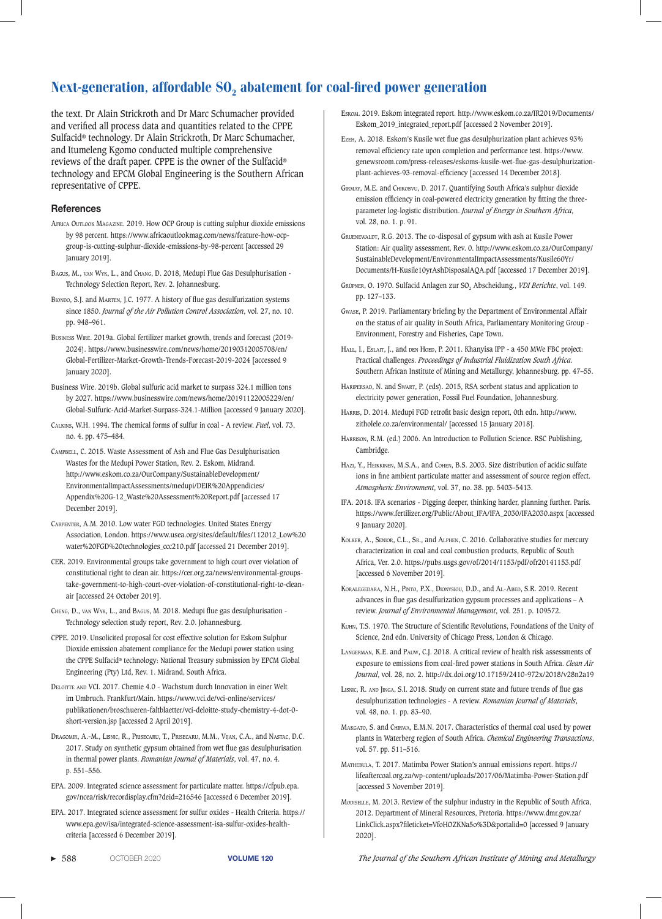the text. Dr Alain Strickroth and Dr Marc Schumacher provided and verified all process data and quantities related to the CPPE Sulfacid® technology. Dr Alain Strickroth, Dr Marc Schumacher, and Itumeleng Kgomo conducted multiple comprehensive reviews of the draft paper. CPPE is the owner of the Sulfacid® technology and EPCM Global Engineering is the Southern African representative of CPPE.

## References

Africa Outlook Magazine. 2019. How OCP Group is cutting sulphur dioxide emissions by 98 percent. https://www.africaoutlookmag.com/news/feature-how-ocp-group-is-cutting-sulphur-dioxide-emissions-by-98-percent [accessed 29 January 2019].

Bagus, M., van Wyk, L., and Chang, D. 2018, Medupi Flue Gas Desulphurisation - Technology Selection Report, Rev. 2. Johannesburg.

Biondo, S.J. and Marten, J.C. 1977. A history of flue gas desulfurization systems since 1850. *Journal of the Air Pollution Control Association*, vol. 27, no. 10. pp. 948–961.

Business Wire. 2019a. Global fertilizer market growth, trends and forecast (2019-2024). https://www.businesswire.com/news/home/20190312005708/en/Global-Fertilizer-Market-Growth-Trends-Forecast-2019-2024 [accessed 9 January 2020].

Business Wire. 2019b. Global sulfuric acid market to surpass 324.1 million tons by 2027. https://www.businesswire.com/news/home/20191122005229/en/Global-Sulfuric-Acid-Market-Surpass-324.1-Million [accessed 9 January 2020].

Calkins, W.H. 1994. The chemical forms of sulfur in coal - A review. *Fuel*, vol. 73, no. 4. pp. 475–484.

Campbell, C. 2015. Waste Assessment of Ash and Flue Gas Desulphurisation Wastes for the Medupi Power Station, Rev. 2. Eskom, Midrand. http://www.eskom.co.za/OurCompany/SustainableDevelopment/EnvironmentalImpactAssessments/medupi/DEIR%20Appendicies/Appendix%20G-12_Waste%20Assessment%20Report.pdf [accessed 17 December 2019].

Carpenter, A.M. 2010. Low water FGD technologies. United States Energy Association, London. https://www.usea.org/sites/default/files/112012_Low%20water%20FGD%20technologies_ccc210.pdf [accessed 21 December 2019].

CER. 2019. Environmental groups take government to high court over violation of constitutional right to clean air. https://cer.org.za/news/environmental-groups-take-government-to-high-court-over-violation-of-constitutional-right-to-clean-air [accessed 24 October 2019].

Cheng, D., van Wyk, L., and Bagus, M. 2018. Medupi flue gas desulphurisation - Technology selection study report, Rev. 2.0. Johannesburg.

CPPE. 2019. Unsolicited proposal for cost effective solution for Eskom Sulphur Dioxide emission abatement compliance for the Medupi power station using the CPPE Sulfacid® technology: National Treasury submission by EPCM Global Engineering (Pty) Ltd, Rev. 1. Midrand, South Africa.

Deloitte and VCI. 2017. Chemie 4.0 - Wachstum durch Innovation in einer Welt im Umbruch. Frankfurt/Main. https://www.vci.de/vci-online/services/publikationen/broschueren-faltblaetter/vci-deloitte-study-chemistry-4-dot-0-short-version.jsp [accessed 2 April 2019].

Dragomir, A.-M., Lisnic, R., Prisecaru, T., Prisecaru, M.M., Vijan, C.A., and Nastac, D.C. 2017. Study on synthetic gypsum obtained from wet flue gas desulphurisation in thermal power plants. *Romanian Journal of Materials*, vol. 47, no. 4. p. 551–556.

EPA. 2009. Integrated science assessment for particulate matter. https://cfpub.epa.gov/ncea/risk/recordisplay.cfm?deid=216546 [accessed 6 December 2019].

EPA. 2017. Integrated science assessment for sulfur oxides - Health Criteria. https://www.epa.gov/isa/integrated-science-assessment-isa-sulfur-oxides-health-criteria [accessed 6 December 2019].

Eskom. 2019. Eskom integrated report. http://www.eskom.co.za/IR2019/Documents/Eskom_2019_integrated_report.pdf [accessed 2 November 2019].

Ezeh, A. 2018. Eskom's Kusile wet flue gas desulphurization plant achieves 93% removal efficiency rate upon completion and performance test. https://www.genewsroom.com/press-releases/eskoms-kusile-wet-flue-gas-desulphurization-plant-achieves-93-removal-efficiency [accessed 14 December 2018].

Girmay, M.E. and Chikobvu, D. 2017. Quantifying South Africa's sulphur dioxide emission efficiency in coal-powered electricity generation by fitting the three-parameter log-logistic distribution. *Journal of Energy in Southern Africa*, vol. 28, no. 1. p. 91.

Gruenewaldt, R.G. 2013. The co-disposal of gypsum with ash at Kusile Power Station: Air quality assessment, Rev. 0. http://www.eskom.co.za/OurCompany/SustainableDevelopment/EnvironmentalImpactAssessments/Kusile60Yr/Documents/H-Kusile10yrAshDisposalAQA.pdf [accessed 17 December 2019].

Grüpner, O. 1970. Sulfacid Anlagen zur $SO_2$ Abscheidung., *VDI Berichte*, vol. 149. pp. 127–133.

Gwase, P. 2019. Parliamentary briefing by the Department of Environmental Affair on the status of air quality in South Africa, Parliamentary Monitoring Group - Environment, Forestry and Fisheries, Cape Town.

Hall, I., Eslait, J., and den Hoed, P. 2011. Khanyisa IPP - a 450 MWe FBC project: Practical challenges. *Proceedings of Industrial Fluidization South Africa*. Southern African Institute of Mining and Metallurgy, Johannesburg. pp. 47–55.

Haripersad, N. and Swart, P. (eds). 2015, RSA sorbent status and application to electricity power generation, Fossil Fuel Foundation, Johannesburg.

Harris, D. 2014. Medupi FGD retrofit basic design report, 0th edn. http://www.zitholele.co.za/environmental/ [accessed 15 January 2018].

Harrison, R.M. (ed.) 2006. An Introduction to Pollution Science. RSC Publishing, Cambridge.

Hazi, Y., Heikkinen, M.S.A., and Cohen, B.S. 2003. Size distribution of acidic sulfate ions in fine ambient particulate matter and assessment of source region effect. *Atmospheric Environment*, vol. 37, no. 38. pp. 5403–5413.

IFA. 2018. IFA scenarios - Digging deeper, thinking harder, planning further. Paris. https://www.fertilizer.org/Public/About_IFA/IFA_2030/IFA2030.aspx [accessed 9 January 2020].

Kolker, A., Senior, C.L., Sr., and Alphen, C. 2016. Collaborative studies for mercury characterization in coal and coal combustion products, Republic of South Africa, Ver. 2.0. https://pubs.usgs.gov/of/2014/1153/pdf/ofr20141153.pdf [accessed 6 November 2019].

Koralegedara, N.H., Pinto, P.X., Dionysiou, D.D., and Al-Abed, S.R. 2019. Recent advances in flue gas desulfurization gypsum processes and applications – A review. *Journal of Environmental Management*, vol. 251. p. 109572.

Kuhn, T.S. 1970. The Structure of Scientific Revolutions, Foundations of the Unity of Science, 2nd edn. University of Chicago Press, London & Chicago.

Langerman, K.E. and Pauw, C.J. 2018. A critical review of health risk assessments of exposure to emissions from coal-fired power stations in South Africa. *Clean Air Journal*, vol. 28, no. 2. http://dx.doi.org/10.17159/2410-972x/2018/v28n2a19

Lisnic, R. and Jinga, S.I. 2018. Study on current state and future trends of flue gas desulphurization technologies - A review. *Romanian Journal of Materials*, vol. 48, no. 1. pp. 83–90.

Makgato, S. and Chirwa, E.M.N. 2017. Characteristics of thermal coal used by power plants in Waterberg region of South Africa. *Chemical Engineering Transactions*, vol. 57. pp. 511–516.

Mathebula, T. 2017. Matimba Power Station's annual emissions report. https://lifeaftercoal.org.za/wp-content/uploads/2017/06/Matimba-Power-Station.pdf [accessed 3 November 2019].

Modiselle, M. 2013. Review of the sulphur industry in the Republic of South Africa, 2012. Department of Mineral Resources, Pretoria. https://www.dmr.gov.za/LinkClick.aspx?fileticket=VfoHOZKNa5o%3D&portalid=0 [accessed 9 January 2020].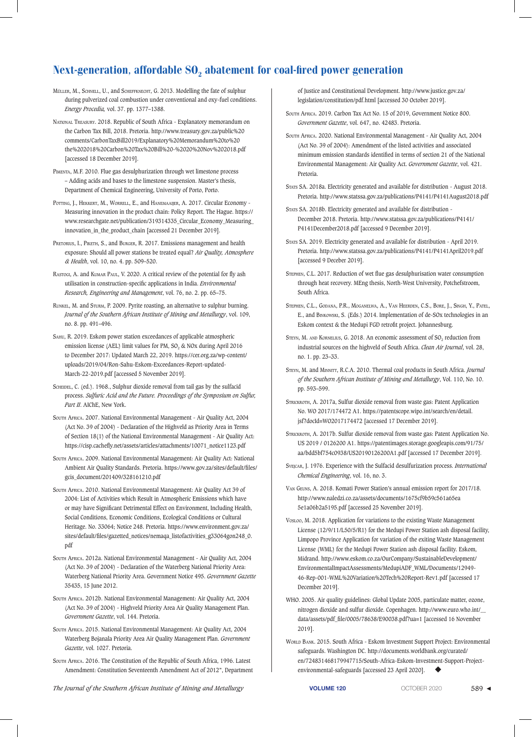Müller, M., Schnell, U., and Scheffknecht, G. 2013. Modelling the fate of sulphur during pulverized coal combustion under conventional and oxy-fuel conditions. *Energy Procedia*, vol. 37. pp. 1377–1388.

National Treasury. 2018. Republic of South Africa - Explanatory memorandum on the Carbon Tax Bill, 2018. Pretoria. http://www.treasury.gov.za/public%20comments/CarbonTaxBill2019/Explanatory%20Memorandum%20to%20the%202018%20Carbon%20Tax%20Bill%20-%2020%20Nov%202018.pdf [accessed 18 December 2019].

Pimenta, M.F. 2010. Flue gas desulphurization through wet limestone process – Adding acids and bases to the limestone suspension. Master's thesis, Department of Chemical Engineering, University of Porto, Porto.

Potting, J., Hekkert, M., Worrell, E., and Hanemaaijer, A. 2017. Circular Economy - Measuring innovation in the product chain: Policy Report. The Hague. https://www.researchgate.net/publication/319314335_Circular_Economy_Measuring_innovation_in_the_product_chain [accessed 21 December 2019].

Pretorius, I., Piketh, S., and Burger, R. 2017. Emissions management and health exposure: Should all power stations be treated equal? *Air Quality, Atmosphere & Health*, vol. 10, no. 4. pp. 509–520.

Rastogi, A. and Kumar Paul, V. 2020. A critical review of the potential for fly ash utilisation in construction-specific applications in India. *Environmental Research, Engineering and Management*, vol. 76, no. 2. pp. 65–75.

Runkel, M. and Sturm, P. 2009. Pyrite roasting, an alternative to sulphur burning. *Journal of the Southern African Institute of Mining and Metallurgy*, vol. 109, no. 8. pp. 491–496.

Sahu, R. 2019. Eskom power station exceedances of applicable atmospheric emission license (AEL) limit values for PM, $SO_2$ & NOx during April 2016 to December 2017: Updated March 22, 2019. https://cer.org.za/wp-content/uploads/2019/04/Ron-Sahu-Eskom-Exceedances-Report-updated-March-22-2019.pdf [accessed 5 November 2019].

Scheidel, C. (ed.). 1968., Sulphur dioxide removal from tail gas by the sulfacid process. *Sulfuric Acid and the Future. Proceedings of the Symposium on Sulfur, Part II*. AIChE, New York.

South Africa. 2007. National Environmental Management - Air Quality Act, 2004 (Act No. 39 of 2004) - Declaration of the Highveld as Priority Area in Terms of Section 18(1) of the National Environmental Management - Air Quality Act: https://cisp.cachefly.net/assets/articles/attachments/10071_notice1123.pdf

South Africa. 2009. National Environmental Management: Air Quality Act: National Ambient Air Quality Standards. Pretoria. https://www.gov.za/sites/default/files/gcis_document/201409/328161210.pdf

South Africa. 2010. National Environmental Management: Air Quality Act 39 of 2004: List of Activities which Result in Atmospheric Emissions which have or may have Significant Detrimental Effect on Environment, Including Health, Social Conditions, Economic Conditions, Ecological Conditions or Cultural Heritage. No. 33064; Notice 248. Pretoria. https://www.environment.gov.za/sites/default/files/gazetted_notices/nemaqa_listofactivities_g33064gon248_0.pdf

South Africa. 2012a. National Environmental Management - Air Quality Act, 2004 (Act No. 39 of 2004) - Declaration of the Waterberg National Priority Area: Waterberg National Priority Area. Government Notice 495. *Government Gazette* 35435, 15 June 2012.

South Africa. 2012b. National Environmental Management: Air Quality Act, 2004 (Act No. 39 of 2004) - Highveld Priority Area Air Quality Management Plan. *Government Gazette*, vol. 144. Pretoria.

South Africa. 2015. National Environmental Management: Air Quality Act, 2004 Waterberg Bojanala Priority Area Air Quality Management Plan. *Government Gazette*, vol. 1027. Pretoria.

South Africa. 2016. The Constitution of the Republic of South Africa, 1996. Latest Amendment: Constitution Seventeenth Amendment Act of 2012", Department of Justice and Constitutional Development. http://www.justice.gov.za/legislation/constitution/pdf.html [accessed 30 October 2019].

South Africa. 2019. Carbon Tax Act No. 15 of 2019, Government Notice 800. *Government Gazette*, vol. 647, no. 42483. Pretoria.

South Africa. 2020. National Environmental Management - Air Quality Act, 2004 (Act No. 39 of 2004): Amendment of the listed activities and associated minimum emission standards identified in terms of section 21 of the National Environmental Management: Air Quality Act. *Government Gazette*, vol. 421. Pretoria.

Stats SA. 2018a. Electricity generated and available for distribution - August 2018. Pretoria. http://www.statssa.gov.za/publications/P4141/P4141August2018.pdf

Stats SA. 2018b. Electricity generated and available for distribution - December 2018. Pretoria. http://www.statssa.gov.za/publications/P4141/P4141December2018.pdf [accessed 9 December 2019].

Stats SA. 2019. Electricity generated and available for distribution - April 2019. Pretoria. http://www.statssa.gov.za/publications/P4141/P4141April2019.pdf [accessed 9 Deceber 2019].

Stephen, C.L. 2017. Reduction of wet flue gas desulphurisation water consumption through heat recovery. MEng thesis, North-West University, Potchefstroom, South Africa.

Stephen, C.L., Godana, P.R., Moganelwa, A., Van Heerden, C.S., Bore, J., Singh, Y., Patel, E., and Binkowski, S. (Eds.) 2014. Implementation of de-SOx technologies in an Eskom context & the Medupi FGD retrofit project. Johannesburg.

Steyn, M. and Kornelius, G. 2018. An economic assessment of $SO_2$ reduction from industrial sources on the highveld of South Africa. *Clean Air Journal*, vol. 28, no. 1. pp. 23–33.

Steyn, M. and Minnitt, R.C.A. 2010. Thermal coal products in South Africa. *Journal of the Southern African Institute of Mining and Metallurgy*, Vol. 110, No. 10. pp. 593–599.

Strickroth, A. 2017a, Sulfur dioxide removal from waste gas: Patent Application No. WO 2017/174472 A1. https://patentscope.wipo.int/search/en/detail.jsf?docId=WO2017174472 [accessed 17 December 2019].

Strickroth, A. 2017b. Sulfur dioxide removal from waste gas: Patent Application No. US 2019 / 0126200 A1. https://patentimages.storage.googleapis.com/91/75/aa/bdd5bf754c0938/US20190126200A1.pdf [accessed 17 December 2019].

Svejcar, J. 1976. Experience with the Sulfacid desulfurization process. *International Chemical Engineering*, vol. 16, no. 3.

Van Geuns, A. 2018. Komati Power Station's annual emission report for 2017/18. http://www.naledzi.co.za/assets/documents/1675cf9b59c561a65ea5e1a06b2a5195.pdf [accessed 25 November 2019].

Vosloo, M. 2018. Application for variations to the existing Waste Management License (12/9/11/L50/5/R1) for the Medupi Power Station ash disposal facility, Limpopo Province Application for variation of the exiting Waste Management License (WML) for the Medupi Power Station ash disposal facility. Eskom, Midrand. http://www.eskom.co.za/OurCompany/SustainableDevelopment/EnvironmentalImpactAssessments/MedupiADF_WML/Documents/12949-46-Rep-001-WML%20Variation%20Tech%20Report-Rev1.pdf [accessed 17 December 2019].

WHO. 2005. Air quality guidelines: Global Update 2005, particulate matter, ozone, nitrogen dioxide and sulfur dioxide. Copenhagen. http://www.euro.who.int/__data/assets/pdf_file/0005/78638/E90038.pdf?ua=1 [accessed 16 November 2019].

World Bank. 2015. South Africa - Eskom Investment Support Project: Environmental safeguards. Washington DC. http://documents.worldbank.org/curated/en/724831468179947715/South-Africa-Eskom-Investment-Support-Project-environmental-safeguards [accessed 23 April 2020]. ◆